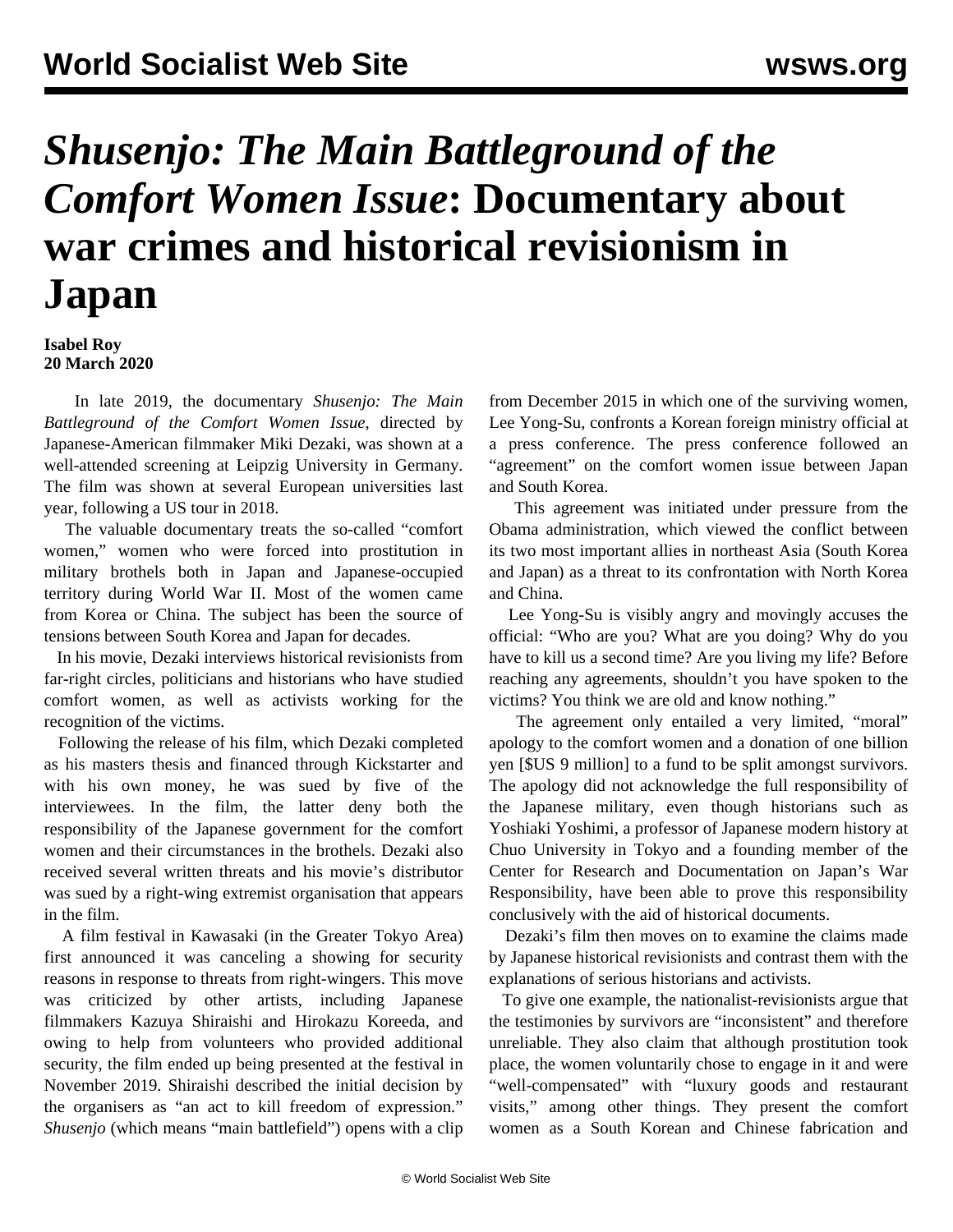# *Shusenjo: The Main Battleground of the Comfort Women Issue*: Documentary about war crimes and historical revisionism in Japan

**Isabel Roy**
**20 March 2020**

In late 2019, the documentary *Shusenjo: The Main Battleground of the Comfort Women Issue*, directed by Japanese-American filmmaker Miki Dezaki, was shown at a well-attended screening at Leipzig University in Germany. The film was shown at several European universities last year, following a US tour in 2018.

The valuable documentary treats the so-called "comfort women," women who were forced into prostitution in military brothels both in Japan and Japanese-occupied territory during World War II. Most of the women came from Korea or China. The subject has been the source of tensions between South Korea and Japan for decades.

In his movie, Dezaki interviews historical revisionists from far-right circles, politicians and historians who have studied comfort women, as well as activists working for the recognition of the victims.

Following the release of his film, which Dezaki completed as his masters thesis and financed through Kickstarter and with his own money, he was sued by five of the interviewees. In the film, the latter deny both the responsibility of the Japanese government for the comfort women and their circumstances in the brothels. Dezaki also received several written threats and his movie's distributor was sued by a right-wing extremist organisation that appears in the film.

A film festival in Kawasaki (in the Greater Tokyo Area) first announced it was canceling a showing for security reasons in response to threats from right-wingers. This move was criticized by other artists, including Japanese filmmakers Kazuya Shiraishi and Hirokazu Koreeda, and owing to help from volunteers who provided additional security, the film ended up being presented at the festival in November 2019. Shiraishi described the initial decision by the organisers as "an act to kill freedom of expression." *Shusenjo* (which means "main battlefield") opens with a clip from December 2015 in which one of the surviving women, Lee Yong-Su, confronts a Korean foreign ministry official at a press conference. The press conference followed an "agreement" on the comfort women issue between Japan and South Korea.

This agreement was initiated under pressure from the Obama administration, which viewed the conflict between its two most important allies in northeast Asia (South Korea and Japan) as a threat to its confrontation with North Korea and China.

Lee Yong-Su is visibly angry and movingly accuses the official: "Who are you? What are you doing? Why do you have to kill us a second time? Are you living my life? Before reaching any agreements, shouldn't you have spoken to the victims? You think we are old and know nothing."

The agreement only entailed a very limited, "moral" apology to the comfort women and a donation of one billion yen [$US 9 million] to a fund to be split amongst survivors. The apology did not acknowledge the full responsibility of the Japanese military, even though historians such as Yoshiaki Yoshimi, a professor of Japanese modern history at Chuo University in Tokyo and a founding member of the Center for Research and Documentation on Japan's War Responsibility, have been able to prove this responsibility conclusively with the aid of historical documents.

Dezaki's film then moves on to examine the claims made by Japanese historical revisionists and contrast them with the explanations of serious historians and activists.

To give one example, the nationalist-revisionists argue that the testimonies by survivors are "inconsistent" and therefore unreliable. They also claim that although prostitution took place, the women voluntarily chose to engage in it and were "well-compensated" with "luxury goods and restaurant visits," among other things. They present the comfort women as a South Korean and Chinese fabrication and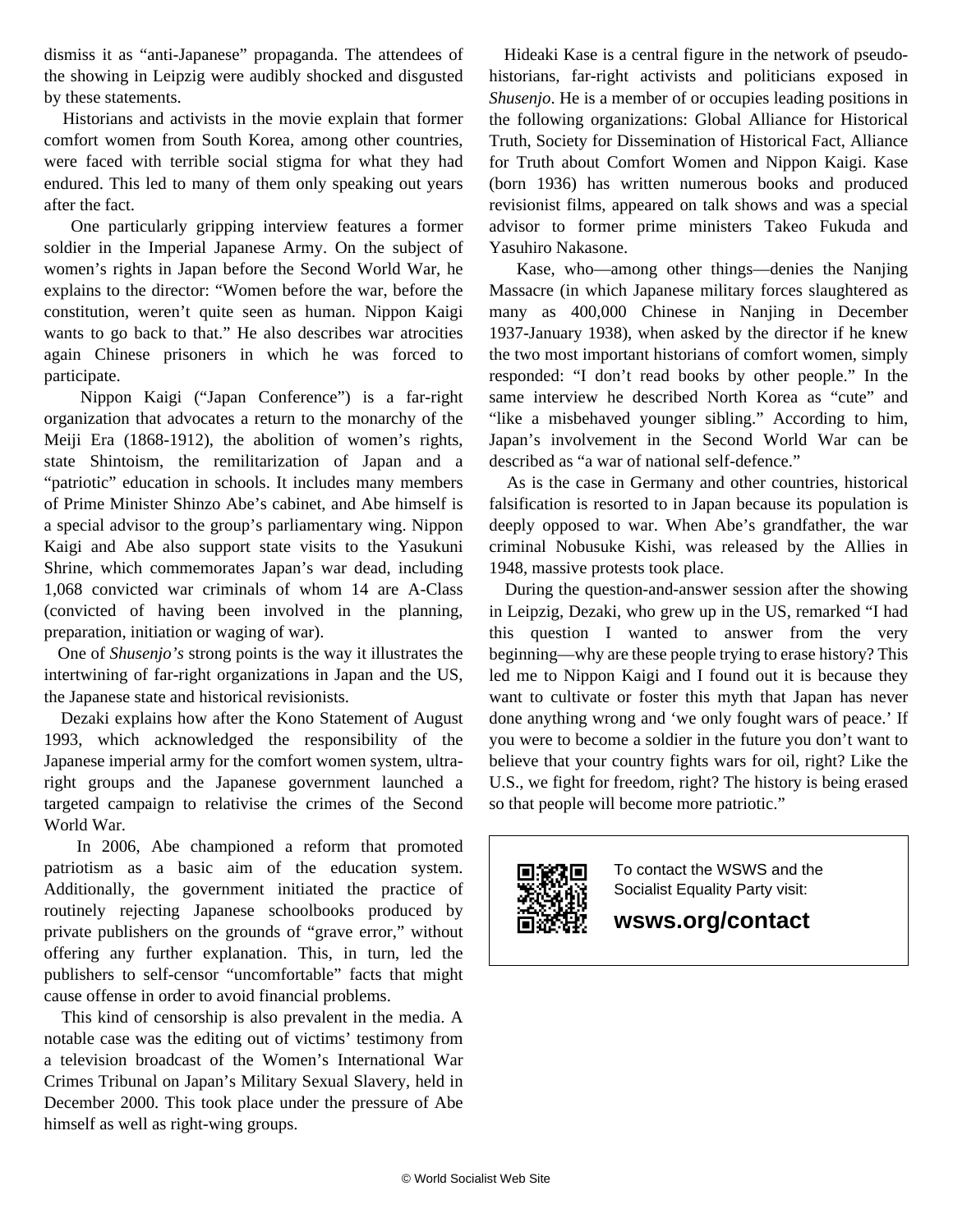dismiss it as “anti-Japanese” propaganda. The attendees of the showing in Leipzig were audibly shocked and disgusted by these statements.

Historians and activists in the movie explain that former comfort women from South Korea, among other countries, were faced with terrible social stigma for what they had endured. This led to many of them only speaking out years after the fact.

One particularly gripping interview features a former soldier in the Imperial Japanese Army. On the subject of women’s rights in Japan before the Second World War, he explains to the director: “Women before the war, before the constitution, weren’t quite seen as human. Nippon Kaigi wants to go back to that.” He also describes war atrocities again Chinese prisoners in which he was forced to participate.

Nippon Kaigi (“Japan Conference”) is a far-right organization that advocates a return to the monarchy of the Meiji Era (1868-1912), the abolition of women’s rights, state Shintoism, the remilitarization of Japan and a “patriotic” education in schools. It includes many members of Prime Minister Shinzo Abe’s cabinet, and Abe himself is a special advisor to the group’s parliamentary wing. Nippon Kaigi and Abe also support state visits to the Yasukuni Shrine, which commemorates Japan’s war dead, including 1,068 convicted war criminals of whom 14 are A-Class (convicted of having been involved in the planning, preparation, initiation or waging of war).

One of *Shusenjo’s* strong points is the way it illustrates the intertwining of far-right organizations in Japan and the US, the Japanese state and historical revisionists.

Dezaki explains how after the Kono Statement of August 1993, which acknowledged the responsibility of the Japanese imperial army for the comfort women system, ultra-right groups and the Japanese government launched a targeted campaign to relativise the crimes of the Second World War.

In 2006, Abe championed a reform that promoted patriotism as a basic aim of the education system. Additionally, the government initiated the practice of routinely rejecting Japanese schoolbooks produced by private publishers on the grounds of “grave error,” without offering any further explanation. This, in turn, led the publishers to self-censor “uncomfortable” facts that might cause offense in order to avoid financial problems.

This kind of censorship is also prevalent in the media. A notable case was the editing out of victims’ testimony from a television broadcast of the Women’s International War Crimes Tribunal on Japan’s Military Sexual Slavery, held in December 2000. This took place under the pressure of Abe himself as well as right-wing groups.

Hideaki Kase is a central figure in the network of pseudo-historians, far-right activists and politicians exposed in *Shusenjo*. He is a member of or occupies leading positions in the following organizations: Global Alliance for Historical Truth, Society for Dissemination of Historical Fact, Alliance for Truth about Comfort Women and Nippon Kaigi. Kase (born 1936) has written numerous books and produced revisionist films, appeared on talk shows and was a special advisor to former prime ministers Takeo Fukuda and Yasuhiro Nakasone.

Kase, who—among other things—denies the Nanjing Massacre (in which Japanese military forces slaughtered as many as 400,000 Chinese in Nanjing in December 1937-January 1938), when asked by the director if he knew the two most important historians of comfort women, simply responded: “I don’t read books by other people.” In the same interview he described North Korea as “cute” and “like a misbehaved younger sibling.” According to him, Japan’s involvement in the Second World War can be described as “a war of national self-defence.”

As is the case in Germany and other countries, historical falsification is resorted to in Japan because its population is deeply opposed to war. When Abe’s grandfather, the war criminal Nobusuke Kishi, was released by the Allies in 1948, massive protests took place.

During the question-and-answer session after the showing in Leipzig, Dezaki, who grew up in the US, remarked “I had this question I wanted to answer from the very beginning—why are these people trying to erase history? This led me to Nippon Kaigi and I found out it is because they want to cultivate or foster this myth that Japan has never done anything wrong and ‘we only fought wars of peace.’ If you were to become a soldier in the future you don’t want to believe that your country fights wars for oil, right? Like the U.S., we fight for freedom, right? The history is being erased so that people will become more patriotic.”

To contact the WSWS and the Socialist Equality Party visit:

**wsws.org/contact**